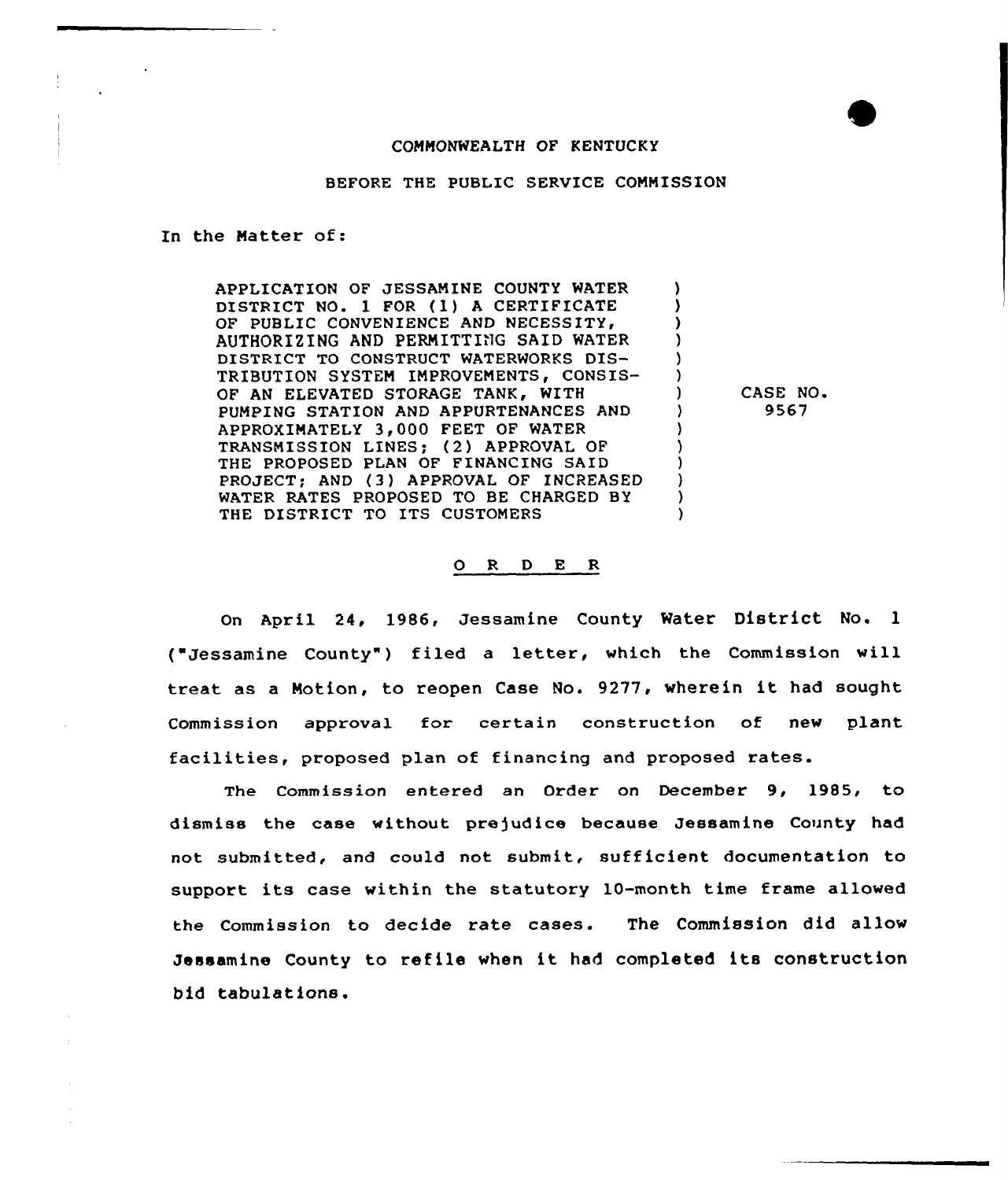COMMONWEALTH OF KENTUCKY

BEFORE THE PUBLIC SERVICE COMMISSION

In the Matter of:

| | | |
|---|---|---|
| APPLICATION OF JESSAMINE COUNTY WATER DISTRICT NO. 1 FOR (1) A CERTIFICATE OF PUBLIC CONVENIENCE AND NECESSITY, AUTHORIZING AND PERMITTING SAID WATER DISTRICT TO CONSTRUCT WATERWORKS DISTRIBUTION SYSTEM IMPROVEMENTS, CONSIS- OF AN ELEVATED STORAGE TANK, WITH PUMPING STATION AND APPURTENANCES AND APPROXIMATELY 3,000 FEET OF WATER TRANSMISSION LINES; (2) APPROVAL OF THE PROPOSED PLAN OF FINANCING SAID PROJECT; AND (3) APPROVAL OF INCREASED WATER RATES PROPOSED TO BE CHARGED BY THE DISTRICT TO ITS CUSTOMERS | ) | CASE NO. 9567 |

## O R D E R

On April 24, 1986, Jessamine County Water District No. 1 ("Jessamine County") filed a letter, which the Commission will treat as a Motion, to reopen Case No. 9277, wherein it had sought Commission approval for certain construction of new plant facilities, proposed plan of financing and proposed rates.

The Commission entered an Order on December 9, 1985, to dismiss the case without prejudice because Jessamine County had not submitted, and could not submit, sufficient documentation to support its case within the statutory 10-month time frame allowed the Commission to decide rate cases. The Commission did allow Jessamine County to refile when it had completed its construction bid tabulations.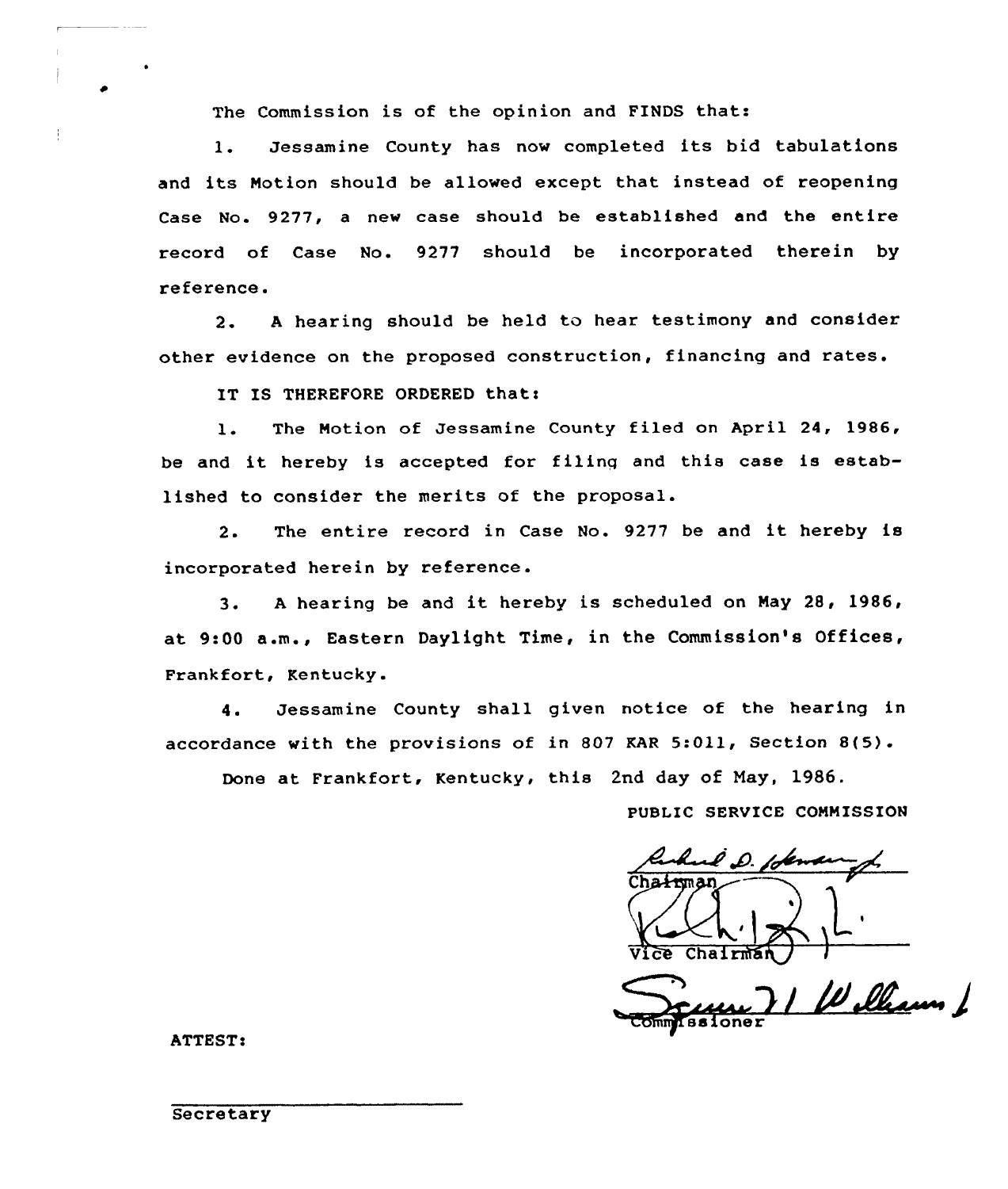The Commission is of the opinion and FINDS that:

1. Jessamine County has now completed its bid tabulations and its Motion should be allowed except that instead of reopening Case No. 9277, a new case should be established and the entire record of Case No. 9277 should be incorporated therein by reference.

2. A hearing should be held to hear testimony and consider other evidence on the proposed construction, financing and rates.

IT IS THEREFORE ORDERED that:

1. The Motion of Jessamine County filed on April 24, 1986, be and it hereby is accepted for filing and this case is established to consider the merits of the proposal.

2. The entire record in Case No. 9277 be and it hereby is incorporated herein by reference.

3. A hearing be and it hereby is scheduled on May 28, 1986, at 9:00 a.m., Eastern Daylight Time, in the Commission's Offices, Frankfort, Kentucky.

4. Jessamine County shall given notice of the hearing in accordance with the provisions of in 807 KAR 5:011, Section 8(5).

Done at Frankfort, Kentucky, this 2nd day of May, 1986.

PUBLIC SERVICE COMMISSION

Chairman

Vice Chairman

Commissioner

ATTEST:

Secretary